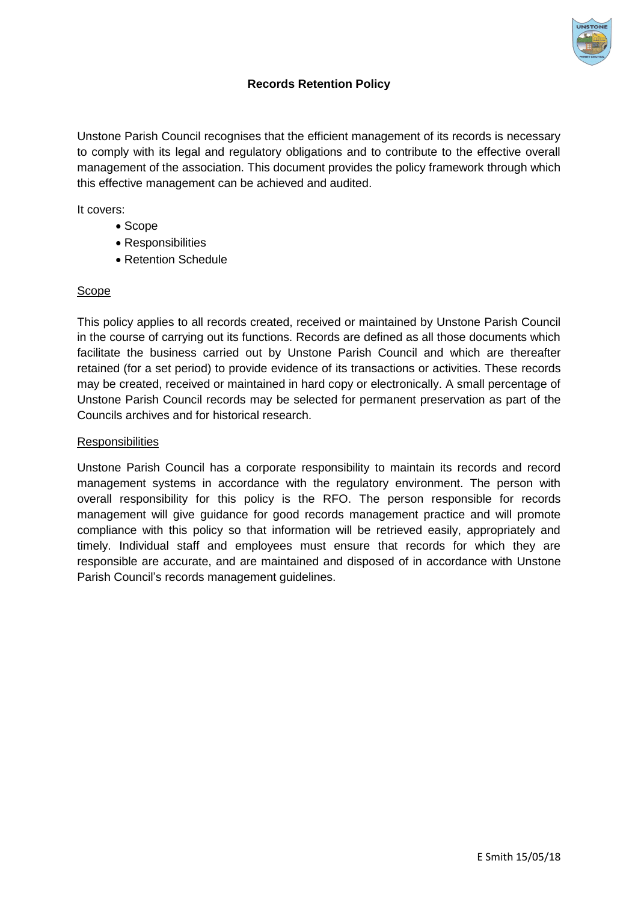# Records Retention Policy

Unstone Parish Council recognises that the efficient management of its records is necessary to comply with its legal and regulatory obligations and to contribute to the effective overall management of the association. This document provides the policy framework through which this effective management can be achieved and audited.

It covers:

- Scope
- Responsibilities
- Retention Schedule

## Scope

This policy applies to all records created, received or maintained by Unstone Parish Council in the course of carrying out its functions. Records are defined as all those documents which facilitate the business carried out by Unstone Parish Council and which are thereafter retained (for a set period) to provide evidence of its transactions or activities. These records may be created, received or maintained in hard copy or electronically. A small percentage of Unstone Parish Council records may be selected for permanent preservation as part of the Councils archives and for historical research.

## Responsibilities

Unstone Parish Council has a corporate responsibility to maintain its records and record management systems in accordance with the regulatory environment. The person with overall responsibility for this policy is the RFO. The person responsible for records management will give guidance for good records management practice and will promote compliance with this policy so that information will be retrieved easily, appropriately and timely. Individual staff and employees must ensure that records for which they are responsible are accurate, and are maintained and disposed of in accordance with Unstone Parish Council's records management guidelines.

E Smith 15/05/18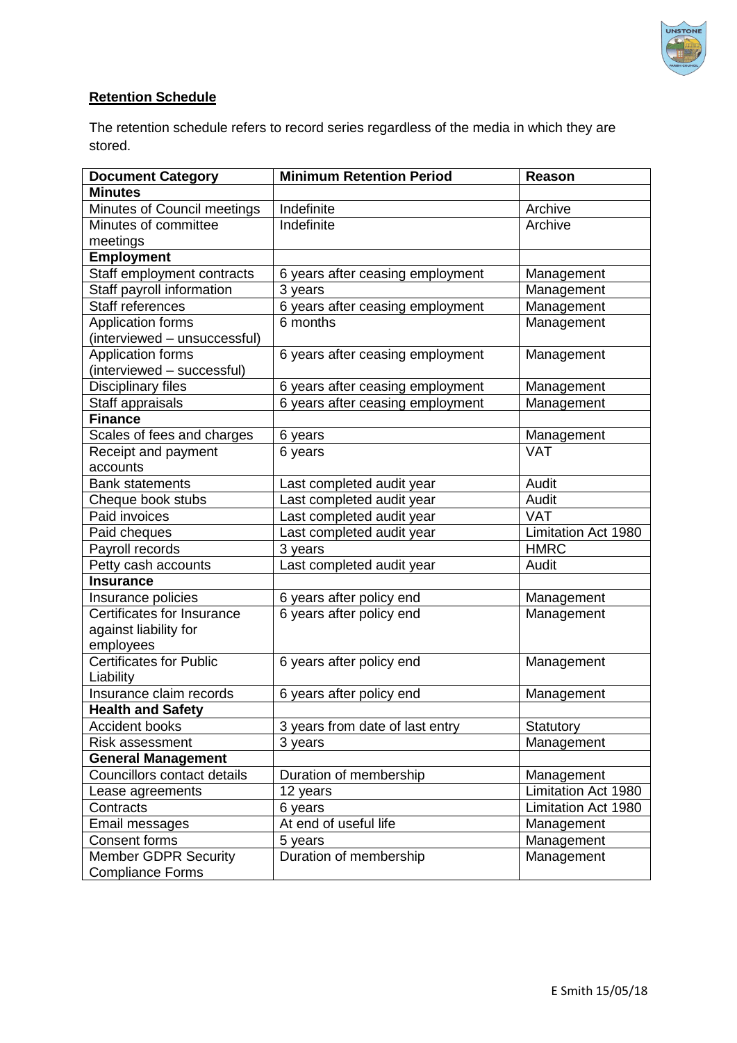**Retention Schedule**

The retention schedule refers to record series regardless of the media in which they are stored.

| Document Category | Minimum Retention Period | Reason |
|---|---|---|
| **Minutes** | | |
| Minutes of Council meetings | Indefinite | Archive |
| Minutes of committee meetings | Indefinite | Archive |
| **Employment** | | |
| Staff employment contracts | 6 years after ceasing employment | Management |
| Staff payroll information | 3 years | Management |
| Staff references | 6 years after ceasing employment | Management |
| Application forms (interviewed – unsuccessful) | 6 months | Management |
| Application forms (interviewed – successful) | 6 years after ceasing employment | Management |
| Disciplinary files | 6 years after ceasing employment | Management |
| Staff appraisals | 6 years after ceasing employment | Management |
| **Finance** | | |
| Scales of fees and charges | 6 years | Management |
| Receipt and payment accounts | 6 years | VAT |
| Bank statements | Last completed audit year | Audit |
| Cheque book stubs | Last completed audit year | Audit |
| Paid invoices | Last completed audit year | VAT |
| Paid cheques | Last completed audit year | Limitation Act 1980 |
| Payroll records | 3 years | HMRC |
| Petty cash accounts | Last completed audit year | Audit |
| **Insurance** | | |
| Insurance policies | 6 years after policy end | Management |
| Certificates for Insurance against liability for employees | 6 years after policy end | Management |
| Certificates for Public Liability | 6 years after policy end | Management |
| Insurance claim records | 6 years after policy end | Management |
| **Health and Safety** | | |
| Accident books | 3 years from date of last entry | Statutory |
| Risk assessment | 3 years | Management |
| **General Management** | | |
| Councillors contact details | Duration of membership | Management |
| Lease agreements | 12 years | Limitation Act 1980 |
| Contracts | 6 years | Limitation Act 1980 |
| Email messages | At end of useful life | Management |
| Consent forms | 5 years | Management |
| Member GDPR Security Compliance Forms | Duration of membership | Management |

E Smith 15/05/18